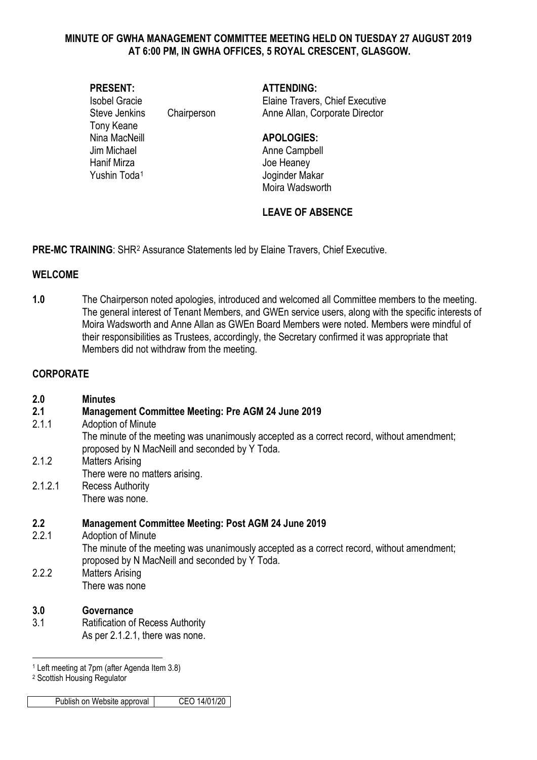**MINUTE OF GWHA MANAGEMENT COMMITTEE MEETING HELD ON TUESDAY 27 AUGUST 2019 AT 6:00 PM, IN GWHA OFFICES, 5 ROYAL CRESCENT, GLASGOW.**

**PRESENT:**

Isobel Gracie
Steve Jenkins — Chairperson
Tony Keane
Nina MacNeill
Jim Michael
Hanif Mirza
Yushin Toda[1]

**ATTENDING:**

Elaine Travers, Chief Executive
Anne Allan, Corporate Director

**APOLOGIES:**

Anne Campbell
Joe Heaney
Joginder Makar
Moira Wadsworth

**LEAVE OF ABSENCE**

**PRE-MC TRAINING**: SHR[2] Assurance Statements led by Elaine Travers, Chief Executive.

## WELCOME

**1.0** The Chairperson noted apologies, introduced and welcomed all Committee members to the meeting. The general interest of Tenant Members, and GWEn service users, along with the specific interests of Moira Wadsworth and Anne Allan as GWEn Board Members were noted. Members were mindful of their responsibilities as Trustees, accordingly, the Secretary confirmed it was appropriate that Members did not withdraw from the meeting.

## CORPORATE

**2.0 Minutes**

**2.1 Management Committee Meeting: Pre AGM 24 June 2019**

2.1.1 Adoption of Minute
The minute of the meeting was unanimously accepted as a correct record, without amendment; proposed by N MacNeill and seconded by Y Toda.

2.1.2 Matters Arising
There were no matters arising.

2.1.2.1 Recess Authority
There was none.

**2.2 Management Committee Meeting: Post AGM 24 June 2019**

2.2.1 Adoption of Minute
The minute of the meeting was unanimously accepted as a correct record, without amendment; proposed by N MacNeill and seconded by Y Toda.

2.2.2 Matters Arising
There was none

**3.0 Governance**

3.1 Ratification of Recess Authority
As per 2.1.2.1, there was none.

---

[1] Left meeting at 7pm (after Agenda Item 3.8)

[2] Scottish Housing Regulator

| Publish on Website approval | CEO 14/01/20 |
|---|---|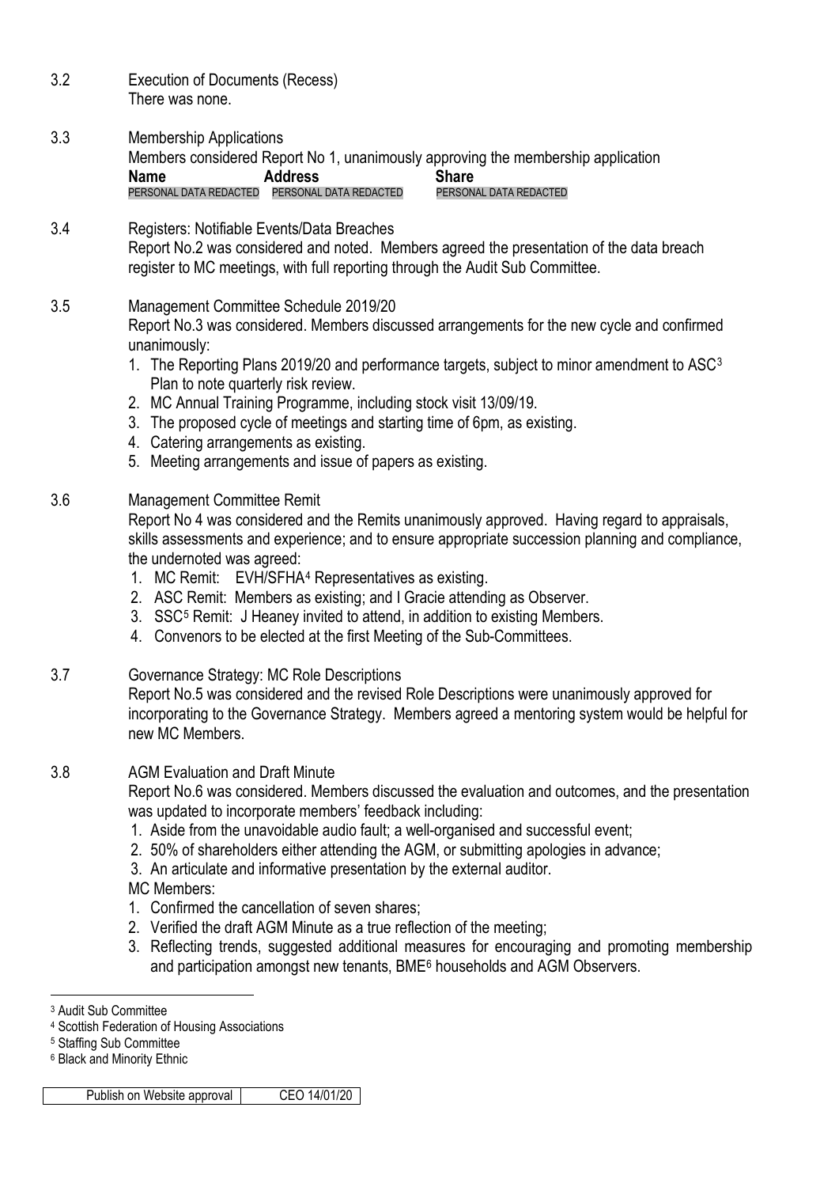3.2 Execution of Documents (Recess)
There was none.

3.3 Membership Applications
Members considered Report No 1, unanimously approving the membership application

| Name | Address | Share |
| --- | --- | --- |
| PERSONAL DATA REDACTED | PERSONAL DATA REDACTED | PERSONAL DATA REDACTED |

3.4 Registers: Notifiable Events/Data Breaches
Report No.2 was considered and noted. Members agreed the presentation of the data breach register to MC meetings, with full reporting through the Audit Sub Committee.

3.5 Management Committee Schedule 2019/20
Report No.3 was considered. Members discussed arrangements for the new cycle and confirmed unanimously:

1. The Reporting Plans 2019/20 and performance targets, subject to minor amendment to ASC[3] Plan to note quarterly risk review.
2. MC Annual Training Programme, including stock visit 13/09/19.
3. The proposed cycle of meetings and starting time of 6pm, as existing.
4. Catering arrangements as existing.
5. Meeting arrangements and issue of papers as existing.

3.6 Management Committee Remit
Report No 4 was considered and the Remits unanimously approved. Having regard to appraisals, skills assessments and experience; and to ensure appropriate succession planning and compliance, the undernoted was agreed:

1. MC Remit: EVH/SFHA[4] Representatives as existing.
2. ASC Remit: Members as existing; and I Gracie attending as Observer.
3. SSC[5] Remit: J Heaney invited to attend, in addition to existing Members.
4. Convenors to be elected at the first Meeting of the Sub-Committees.

3.7 Governance Strategy: MC Role Descriptions
Report No.5 was considered and the revised Role Descriptions were unanimously approved for incorporating to the Governance Strategy. Members agreed a mentoring system would be helpful for new MC Members.

3.8 AGM Evaluation and Draft Minute
Report No.6 was considered. Members discussed the evaluation and outcomes, and the presentation was updated to incorporate members' feedback including:

1. Aside from the unavoidable audio fault; a well-organised and successful event;
2. 50% of shareholders either attending the AGM, or submitting apologies in advance;
3. An articulate and informative presentation by the external auditor.

MC Members:

1. Confirmed the cancellation of seven shares;
2. Verified the draft AGM Minute as a true reflection of the meeting;
3. Reflecting trends, suggested additional measures for encouraging and promoting membership and participation amongst new tenants, BME[6] households and AGM Observers.

---

[3] Audit Sub Committee
[4] Scottish Federation of Housing Associations
[5] Staffing Sub Committee
[6] Black and Minority Ethnic

| Publish on Website approval | CEO 14/01/20 |
| --- | --- |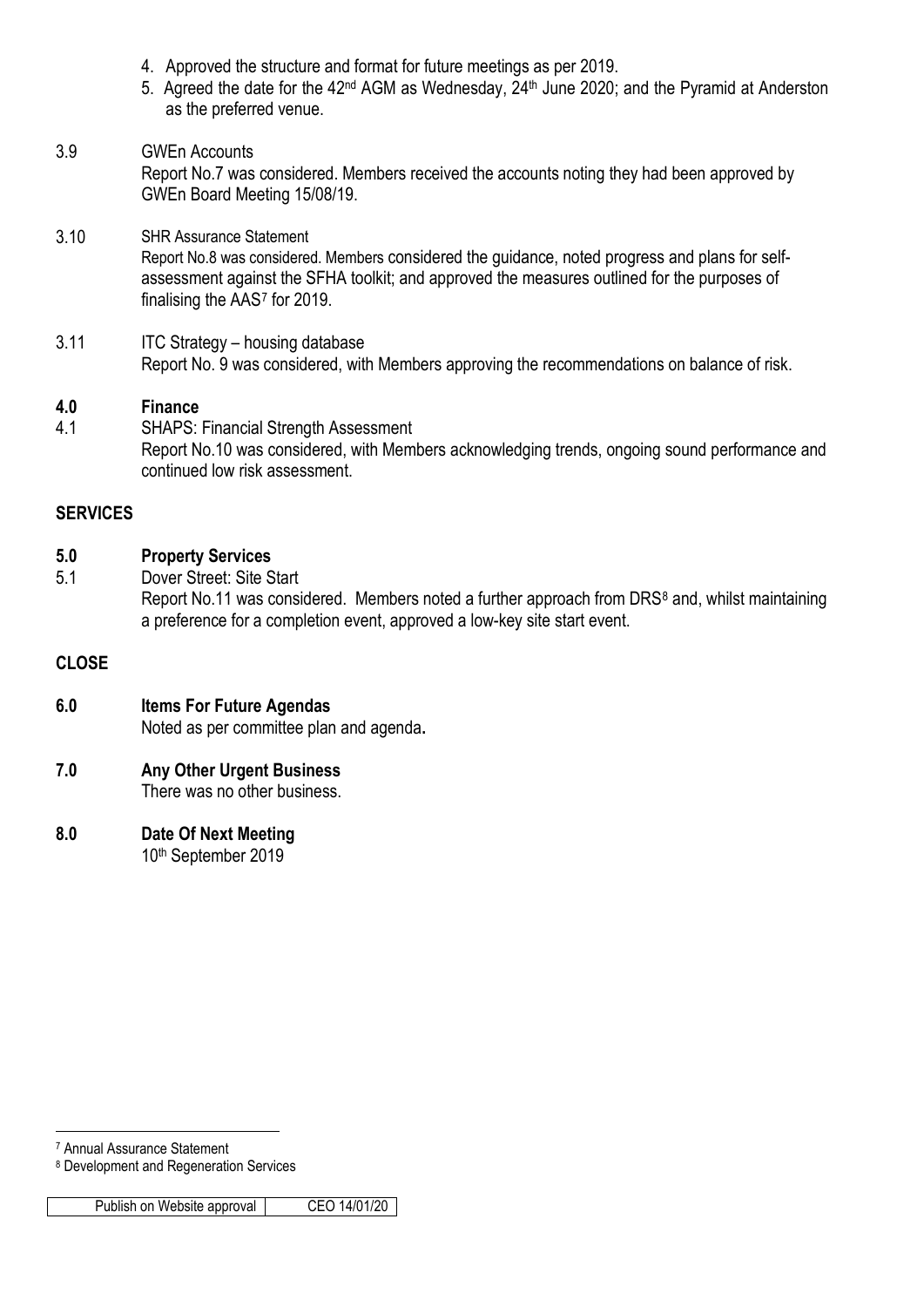4. Approved the structure and format for future meetings as per 2019.
5. Agreed the date for the 42nd AGM as Wednesday, 24th June 2020; and the Pyramid at Anderston as the preferred venue.

3.9 GWEn Accounts

Report No.7 was considered. Members received the accounts noting they had been approved by GWEn Board Meeting 15/08/19.

3.10 SHR Assurance Statement

Report No.8 was considered. Members considered the guidance, noted progress and plans for self-assessment against the SFHA toolkit; and approved the measures outlined for the purposes of finalising the AAS[7] for 2019.

3.11 ITC Strategy – housing database

Report No. 9 was considered, with Members approving the recommendations on balance of risk.

**4.0 Finance**

4.1 SHAPS: Financial Strength Assessment

Report No.10 was considered, with Members acknowledging trends, ongoing sound performance and continued low risk assessment.

**SERVICES**

**5.0 Property Services**

5.1 Dover Street: Site Start

Report No.11 was considered. Members noted a further approach from DRS[8] and, whilst maintaining a preference for a completion event, approved a low-key site start event.

**CLOSE**

**6.0 Items For Future Agendas**

Noted as per committee plan and agenda.

**7.0 Any Other Urgent Business**

There was no other business.

**8.0 Date Of Next Meeting**

10th September 2019

---

[7] Annual Assurance Statement

[8] Development and Regeneration Services

| Publish on Website approval | CEO 14/01/20 |
| --- | --- |